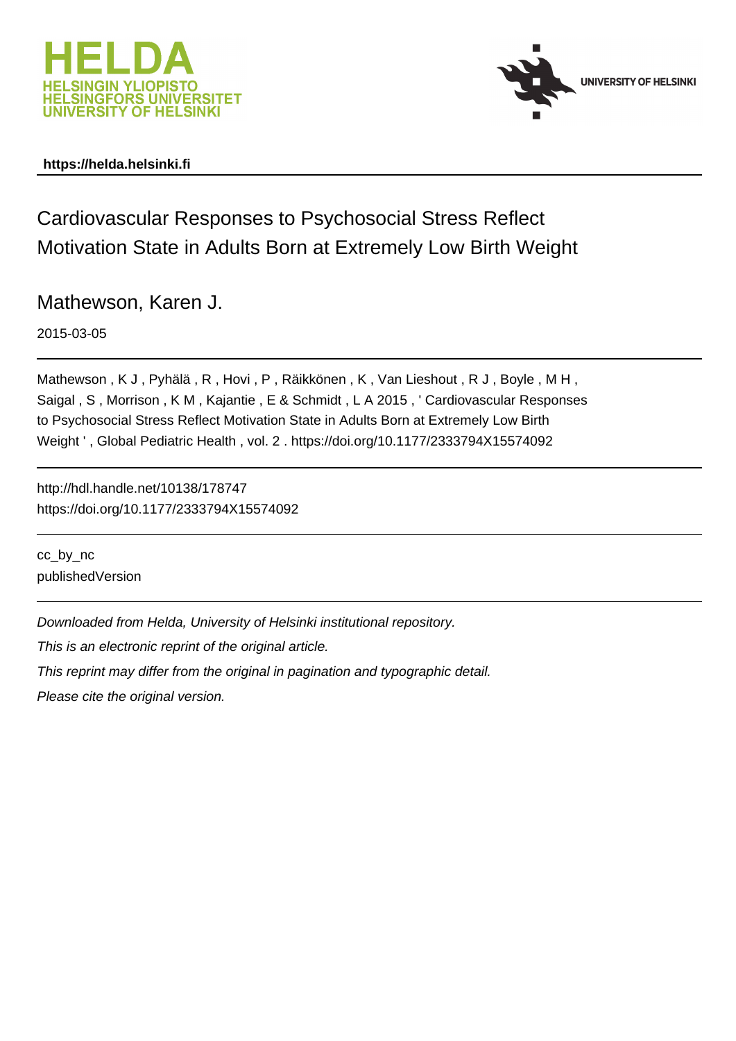https://helda.helsinki.fi

# Cardiovascular Responses to Psychosocial Stress Reflect Motivation State in Adults Born at Extremely Low Birth Weight

Mathewson, Karen J.

2015-03-05

Mathewson , K J , Pyhälä , R , Hovi , P , Räikkönen , K , Van Lieshout , R J , Boyle , M H , Saigal , S , Morrison , K M , Kajantie , E & Schmidt , L A 2015 , ' Cardiovascular Responses to Psychosocial Stress Reflect Motivation State in Adults Born at Extremely Low Birth Weight ' , Global Pediatric Health , vol. 2 . https://doi.org/10.1177/2333794X15574092

http://hdl.handle.net/10138/178747
https://doi.org/10.1177/2333794X15574092

cc_by_nc
publishedVersion

*Downloaded from Helda, University of Helsinki institutional repository.*

*This is an electronic reprint of the original article.*

*This reprint may differ from the original in pagination and typographic detail.*

*Please cite the original version.*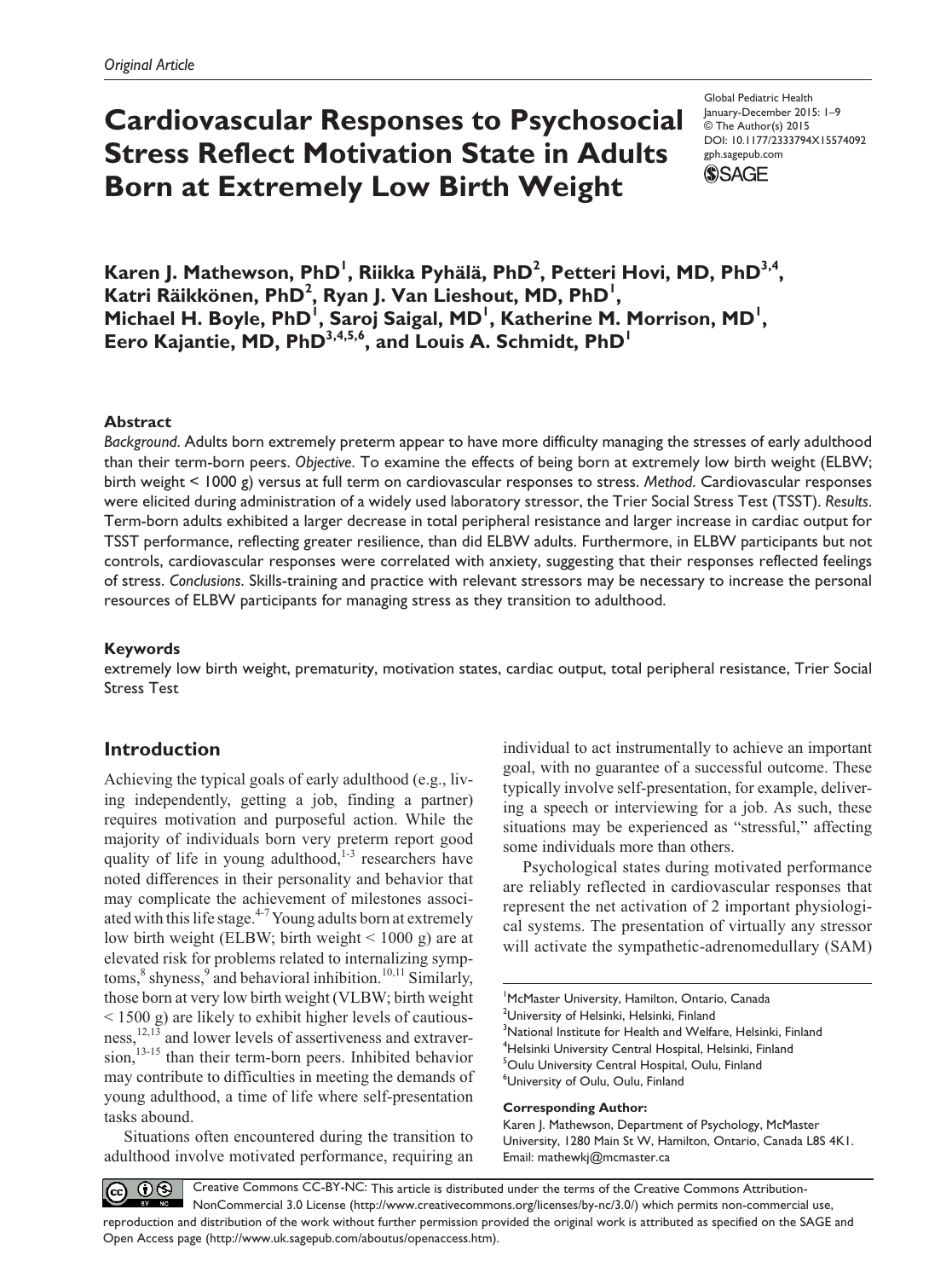Original Article

# Cardiovascular Responses to Psychosocial Stress Reflect Motivation State in Adults Born at Extremely Low Birth Weight

Global Pediatric Health
January-December 2015: 1–9
© The Author(s) 2015
DOI: 10.1177/2333794X15574092
gph.sagepub.com

**Karen J. Mathewson, PhD[1], Riikka Pyhälä, PhD[2], Petteri Hovi, MD, PhD[3,4], Katri Räikkönen, PhD[2], Ryan J. Van Lieshout, MD, PhD[1], Michael H. Boyle, PhD[1], Saroj Saigal, MD[1], Katherine M. Morrison, MD[1], Eero Kajantie, MD, PhD[3,4,5,6], and Louis A. Schmidt, PhD[1]**

## Abstract

*Background*. Adults born extremely preterm appear to have more difficulty managing the stresses of early adulthood than their term-born peers. *Objective*. To examine the effects of being born at extremely low birth weight (ELBW; birth weight < 1000 g) versus at full term on cardiovascular responses to stress. *Method*. Cardiovascular responses were elicited during administration of a widely used laboratory stressor, the Trier Social Stress Test (TSST). *Results*. Term-born adults exhibited a larger decrease in total peripheral resistance and larger increase in cardiac output for TSST performance, reflecting greater resilience, than did ELBW adults. Furthermore, in ELBW participants but not controls, cardiovascular responses were correlated with anxiety, suggesting that their responses reflected feelings of stress. *Conclusions*. Skills-training and practice with relevant stressors may be necessary to increase the personal resources of ELBW participants for managing stress as they transition to adulthood.

### Keywords

extremely low birth weight, prematurity, motivation states, cardiac output, total peripheral resistance, Trier Social Stress Test

## Introduction

Achieving the typical goals of early adulthood (e.g., living independently, getting a job, finding a partner) requires motivation and purposeful action. While the majority of individuals born very preterm report good quality of life in young adulthood,[1-3] researchers have noted differences in their personality and behavior that may complicate the achievement of milestones associated with this life stage.[4-7] Young adults born at extremely low birth weight (ELBW; birth weight < 1000 g) are at elevated risk for problems related to internalizing symptoms,[8] shyness,[9] and behavioral inhibition.[10,11] Similarly, those born at very low birth weight (VLBW; birth weight < 1500 g) are likely to exhibit higher levels of cautiousness,[12,13] and lower levels of assertiveness and extraversion,[13-15] than their term-born peers. Inhibited behavior may contribute to difficulties in meeting the demands of young adulthood, a time of life where self-presentation tasks abound.

Situations often encountered during the transition to adulthood involve motivated performance, requiring an individual to act instrumentally to achieve an important goal, with no guarantee of a successful outcome. These typically involve self-presentation, for example, delivering a speech or interviewing for a job. As such, these situations may be experienced as "stressful," affecting some individuals more than others.

Psychological states during motivated performance are reliably reflected in cardiovascular responses that represent the net activation of 2 important physiological systems. The presentation of virtually any stressor will activate the sympathetic-adrenomedullary (SAM)

[1]McMaster University, Hamilton, Ontario, Canada
[2]University of Helsinki, Helsinki, Finland
[3]National Institute for Health and Welfare, Helsinki, Finland
[4]Helsinki University Central Hospital, Helsinki, Finland
[5]Oulu University Central Hospital, Oulu, Finland
[6]University of Oulu, Oulu, Finland

**Corresponding Author:**
Karen J. Mathewson, Department of Psychology, McMaster University, 1280 Main St W, Hamilton, Ontario, Canada L8S 4K1.
Email: mathewkj@mcmaster.ca

Creative Commons CC-BY-NC: This article is distributed under the terms of the Creative Commons Attribution-NonCommercial 3.0 License (http://www.creativecommons.org/licenses/by-nc/3.0/) which permits non-commercial use, reproduction and distribution of the work without further permission provided the original work is attributed as specified on the SAGE and Open Access page (http://www.uk.sagepub.com/aboutus/openaccess.htm).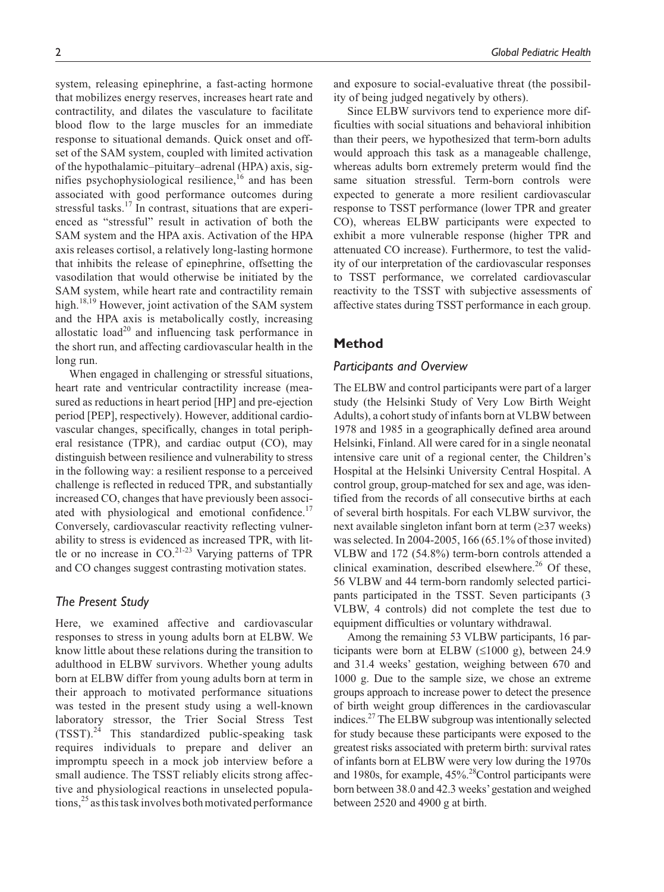system, releasing epinephrine, a fast-acting hormone that mobilizes energy reserves, increases heart rate and contractility, and dilates the vasculature to facilitate blood flow to the large muscles for an immediate response to situational demands. Quick onset and offset of the SAM system, coupled with limited activation of the hypothalamic–pituitary–adrenal (HPA) axis, signifies psychophysiological resilience,[16] and has been associated with good performance outcomes during stressful tasks.[17] In contrast, situations that are experienced as "stressful" result in activation of both the SAM system and the HPA axis. Activation of the HPA axis releases cortisol, a relatively long-lasting hormone that inhibits the release of epinephrine, offsetting the vasodilation that would otherwise be initiated by the SAM system, while heart rate and contractility remain high.[18,19] However, joint activation of the SAM system and the HPA axis is metabolically costly, increasing allostatic load[20] and influencing task performance in the short run, and affecting cardiovascular health in the long run.

When engaged in challenging or stressful situations, heart rate and ventricular contractility increase (measured as reductions in heart period [HP] and pre-ejection period [PEP], respectively). However, additional cardiovascular changes, specifically, changes in total peripheral resistance (TPR), and cardiac output (CO), may distinguish between resilience and vulnerability to stress in the following way: a resilient response to a perceived challenge is reflected in reduced TPR, and substantially increased CO, changes that have previously been associated with physiological and emotional confidence.[17] Conversely, cardiovascular reactivity reflecting vulnerability to stress is evidenced as increased TPR, with little or no increase in CO.[21-23] Varying patterns of TPR and CO changes suggest contrasting motivation states.

### *The Present Study*

Here, we examined affective and cardiovascular responses to stress in young adults born at ELBW. We know little about these relations during the transition to adulthood in ELBW survivors. Whether young adults born at ELBW differ from young adults born at term in their approach to motivated performance situations was tested in the present study using a well-known laboratory stressor, the Trier Social Stress Test (TSST).[24] This standardized public-speaking task requires individuals to prepare and deliver an impromptu speech in a mock job interview before a small audience. The TSST reliably elicits strong affective and physiological reactions in unselected populations,[25] as this task involves both motivated performance and exposure to social-evaluative threat (the possibility of being judged negatively by others).

Since ELBW survivors tend to experience more difficulties with social situations and behavioral inhibition than their peers, we hypothesized that term-born adults would approach this task as a manageable challenge, whereas adults born extremely preterm would find the same situation stressful. Term-born controls were expected to generate a more resilient cardiovascular response to TSST performance (lower TPR and greater CO), whereas ELBW participants were expected to exhibit a more vulnerable response (higher TPR and attenuated CO increase). Furthermore, to test the validity of our interpretation of the cardiovascular responses to TSST performance, we correlated cardiovascular reactivity to the TSST with subjective assessments of affective states during TSST performance in each group.

## Method

### *Participants and Overview*

The ELBW and control participants were part of a larger study (the Helsinki Study of Very Low Birth Weight Adults), a cohort study of infants born at VLBW between 1978 and 1985 in a geographically defined area around Helsinki, Finland. All were cared for in a single neonatal intensive care unit of a regional center, the Children's Hospital at the Helsinki University Central Hospital. A control group, group-matched for sex and age, was identified from the records of all consecutive births at each of several birth hospitals. For each VLBW survivor, the next available singleton infant born at term (≥37 weeks) was selected. In 2004-2005, 166 (65.1% of those invited) VLBW and 172 (54.8%) term-born controls attended a clinical examination, described elsewhere.[26] Of these, 56 VLBW and 44 term-born randomly selected participants participated in the TSST. Seven participants (3 VLBW, 4 controls) did not complete the test due to equipment difficulties or voluntary withdrawal.

Among the remaining 53 VLBW participants, 16 participants were born at ELBW (≤1000 g), between 24.9 and 31.4 weeks' gestation, weighing between 670 and 1000 g. Due to the sample size, we chose an extreme groups approach to increase power to detect the presence of birth weight group differences in the cardiovascular indices.[27] The ELBW subgroup was intentionally selected for study because these participants were exposed to the greatest risks associated with preterm birth: survival rates of infants born at ELBW were very low during the 1970s and 1980s, for example, 45%.[28] Control participants were born between 38.0 and 42.3 weeks' gestation and weighed between 2520 and 4900 g at birth.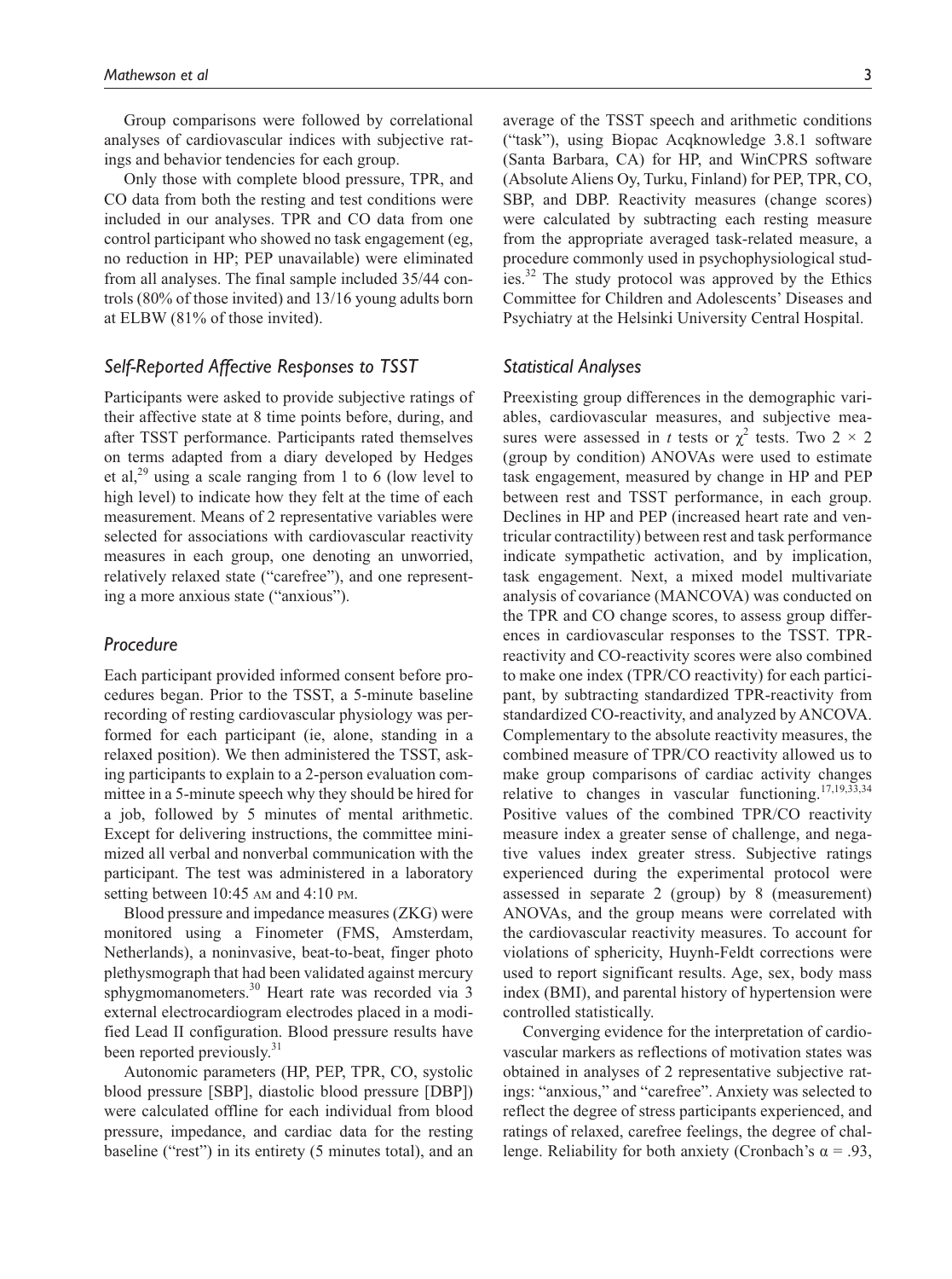Group comparisons were followed by correlational analyses of cardiovascular indices with subjective ratings and behavior tendencies for each group.

Only those with complete blood pressure, TPR, and CO data from both the resting and test conditions were included in our analyses. TPR and CO data from one control participant who showed no task engagement (eg, no reduction in HP; PEP unavailable) were eliminated from all analyses. The final sample included 35/44 controls (80% of those invited) and 13/16 young adults born at ELBW (81% of those invited).

### Self-Reported Affective Responses to TSST

Participants were asked to provide subjective ratings of their affective state at 8 time points before, during, and after TSST performance. Participants rated themselves on terms adapted from a diary developed by Hedges et al,[29] using a scale ranging from 1 to 6 (low level to high level) to indicate how they felt at the time of each measurement. Means of 2 representative variables were selected for associations with cardiovascular reactivity measures in each group, one denoting an unworried, relatively relaxed state ("carefree"), and one representing a more anxious state ("anxious").

### Procedure

Each participant provided informed consent before procedures began. Prior to the TSST, a 5-minute baseline recording of resting cardiovascular physiology was performed for each participant (ie, alone, standing in a relaxed position). We then administered the TSST, asking participants to explain to a 2-person evaluation committee in a 5-minute speech why they should be hired for a job, followed by 5 minutes of mental arithmetic. Except for delivering instructions, the committee minimized all verbal and nonverbal communication with the participant. The test was administered in a laboratory setting between 10:45 AM and 4:10 PM.

Blood pressure and impedance measures (ZKG) were monitored using a Finometer (FMS, Amsterdam, Netherlands), a noninvasive, beat-to-beat, finger photo plethysmograph that had been validated against mercury sphygmomanometers.[30] Heart rate was recorded via 3 external electrocardiogram electrodes placed in a modified Lead II configuration. Blood pressure results have been reported previously.[31]

Autonomic parameters (HP, PEP, TPR, CO, systolic blood pressure [SBP], diastolic blood pressure [DBP]) were calculated offline for each individual from blood pressure, impedance, and cardiac data for the resting baseline ("rest") in its entirety (5 minutes total), and an average of the TSST speech and arithmetic conditions ("task"), using Biopac Acqknowledge 3.8.1 software (Santa Barbara, CA) for HP, and WinCPRS software (Absolute Aliens Oy, Turku, Finland) for PEP, TPR, CO, SBP, and DBP. Reactivity measures (change scores) were calculated by subtracting each resting measure from the appropriate averaged task-related measure, a procedure commonly used in psychophysiological studies.[32] The study protocol was approved by the Ethics Committee for Children and Adolescents' Diseases and Psychiatry at the Helsinki University Central Hospital.

### Statistical Analyses

Preexisting group differences in the demographic variables, cardiovascular measures, and subjective measures were assessed in $t$ tests or $\chi^2$ tests. Two $2 \times 2$ (group by condition) ANOVAs were used to estimate task engagement, measured by change in HP and PEP between rest and TSST performance, in each group. Declines in HP and PEP (increased heart rate and ventricular contractility) between rest and task performance indicate sympathetic activation, and by implication, task engagement. Next, a mixed model multivariate analysis of covariance (MANCOVA) was conducted on the TPR and CO change scores, to assess group differences in cardiovascular responses to the TSST. TPR-reactivity and CO-reactivity scores were also combined to make one index (TPR/CO reactivity) for each participant, by subtracting standardized TPR-reactivity from standardized CO-reactivity, and analyzed by ANCOVA. Complementary to the absolute reactivity measures, the combined measure of TPR/CO reactivity allowed us to make group comparisons of cardiac activity changes relative to changes in vascular functioning.[17,19,33,34] Positive values of the combined TPR/CO reactivity measure index a greater sense of challenge, and negative values index greater stress. Subjective ratings experienced during the experimental protocol were assessed in separate 2 (group) by 8 (measurement) ANOVAs, and the group means were correlated with the cardiovascular reactivity measures. To account for violations of sphericity, Huynh-Feldt corrections were used to report significant results. Age, sex, body mass index (BMI), and parental history of hypertension were controlled statistically.

Converging evidence for the interpretation of cardiovascular markers as reflections of motivation states was obtained in analyses of 2 representative subjective ratings: "anxious," and "carefree". Anxiety was selected to reflect the degree of stress participants experienced, and ratings of relaxed, carefree feelings, the degree of challenge. Reliability for both anxiety (Cronbach's $\alpha = .93$,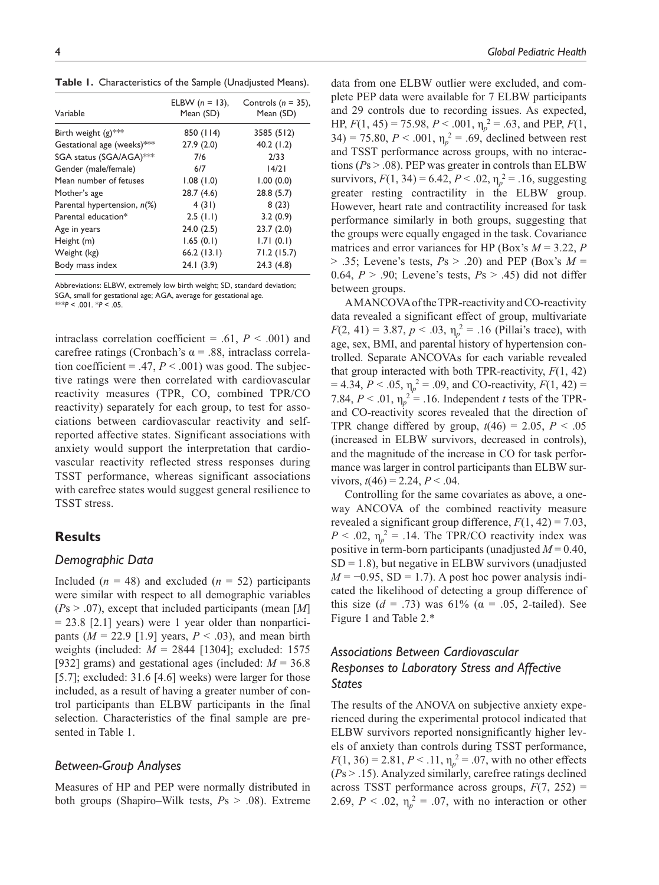**Table 1.** Characteristics of the Sample (Unadjusted Means).

| Variable | ELBW ($n$ = 13), Mean (SD) | Controls ($n$ = 35), Mean (SD) |
|---|---|---|
| Birth weight (g)*** | 850 (114) | 3585 (512) |
| Gestational age (weeks)*** | 27.9 (2.0) | 40.2 (1.2) |
| SGA status (SGA/AGA)*** | 7/6 | 2/33 |
| Gender (male/female) | 6/7 | 14/21 |
| Mean number of fetuses | 1.08 (1.0) | 1.00 (0.0) |
| Mother's age | 28.7 (4.6) | 28.8 (5.7) |
| Parental hypertension, $n$(%) | 4 (31) | 8 (23) |
| Parental education* | 2.5 (1.1) | 3.2 (0.9) |
| Age in years | 24.0 (2.5) | 23.7 (2.0) |
| Height (m) | 1.65 (0.1) | 1.71 (0.1) |
| Weight (kg) | 66.2 (13.1) | 71.2 (15.7) |
| Body mass index | 24.1 (3.9) | 24.3 (4.8) |

Abbreviations: ELBW, extremely low birth weight; SD, standard deviation; SGA, small for gestational age; AGA, average for gestational age.
***$P$ < .001. *$P$ < .05.

intraclass correlation coefficient = .61, $P$ < .001) and carefree ratings (Cronbach's α = .88, intraclass correlation coefficient = .47, $P$ < .001) was good. The subjective ratings were then correlated with cardiovascular reactivity measures (TPR, CO, combined TPR/CO reactivity) separately for each group, to test for associations between cardiovascular reactivity and self-reported affective states. Significant associations with anxiety would support the interpretation that cardiovascular reactivity reflected stress responses during TSST performance, whereas significant associations with carefree states would suggest general resilience to TSST stress.

## Results

### Demographic Data

Included ($n$ = 48) and excluded ($n$ = 52) participants were similar with respect to all demographic variables ($P$s > .07), except that included participants (mean [$M$] = 23.8 [2.1] years) were 1 year older than nonparticipants ($M$ = 22.9 [1.9] years, $P$ < .03), and mean birth weights (included: $M$ = 2844 [1304]; excluded: 1575 [932] grams) and gestational ages (included: $M$ = 36.8 [5.7]; excluded: 31.6 [4.6] weeks) were larger for those included, as a result of having a greater number of control participants than ELBW participants in the final selection. Characteristics of the final sample are presented in Table 1.

### Between-Group Analyses

Measures of HP and PEP were normally distributed in both groups (Shapiro–Wilk tests, $P$s > .08). Extreme data from one ELBW outlier were excluded, and complete PEP data were available for 7 ELBW participants and 29 controls due to recording issues. As expected, HP, $F(1, 45) = 75.98$, $P < .001$, $\eta_p^2 = .63$, and PEP, $F(1, 34) = 75.80$, $P < .001$, $\eta_p^2 = .69$, declined between rest and TSST performance across groups, with no interactions ($P$s > .08). PEP was greater in controls than ELBW survivors, $F(1, 34) = 6.42$, $P < .02$, $\eta_p^2 = .16$, suggesting greater resting contractility in the ELBW group. However, heart rate and contractility increased for task performance similarly in both groups, suggesting that the groups were equally engaged in the task. Covariance matrices and error variances for HP (Box's $M$ = 3.22, $P$ > .35; Levene's tests, $P$s > .20) and PEP (Box's $M$ = 0.64, $P$ > .90; Levene's tests, $P$s > .45) did not differ between groups.

A MANCOVA of the TPR-reactivity and CO-reactivity data revealed a significant effect of group, multivariate $F(2, 41) = 3.87$, $p < .03$, $\eta_p^2 = .16$ (Pillai's trace), with age, sex, BMI, and parental history of hypertension controlled. Separate ANCOVAs for each variable revealed that group interacted with both TPR-reactivity, $F(1, 42) = 4.34$, $P < .05$, $\eta_p^2 = .09$, and CO-reactivity, $F(1, 42) = 7.84$, $P < .01$, $\eta_p^2 = .16$. Independent $t$ tests of the TPR- and CO-reactivity scores revealed that the direction of TPR change differed by group, $t(46) = 2.05$, $P < .05$ (increased in ELBW survivors, decreased in controls), and the magnitude of the increase in CO for task performance was larger in control participants than ELBW survivors, $t(46) = 2.24$, $P < .04$.

Controlling for the same covariates as above, a one-way ANCOVA of the combined reactivity measure revealed a significant group difference, $F(1, 42) = 7.03$, $P < .02$, $\eta_p^2 = .14$. The TPR/CO reactivity index was positive in term-born participants (unadjusted $M$ = 0.40, SD = 1.8), but negative in ELBW survivors (unadjusted $M$ = −0.95, SD = 1.7). A post hoc power analysis indicated the likelihood of detecting a group difference of this size ($d$ = .73) was 61% (α = .05, 2-tailed). See Figure 1 and Table 2.*

### Associations Between Cardiovascular Responses to Laboratory Stress and Affective States

The results of the ANOVA on subjective anxiety experienced during the experimental protocol indicated that ELBW survivors reported nonsignificantly higher levels of anxiety than controls during TSST performance, $F(1, 36) = 2.81$, $P < .11$, $\eta_p^2 = .07$, with no other effects ($P$s > .15). Analyzed similarly, carefree ratings declined across TSST performance across groups, $F(7, 252) = 2.69$, $P < .02$, $\eta_p^2 = .07$, with no interaction or other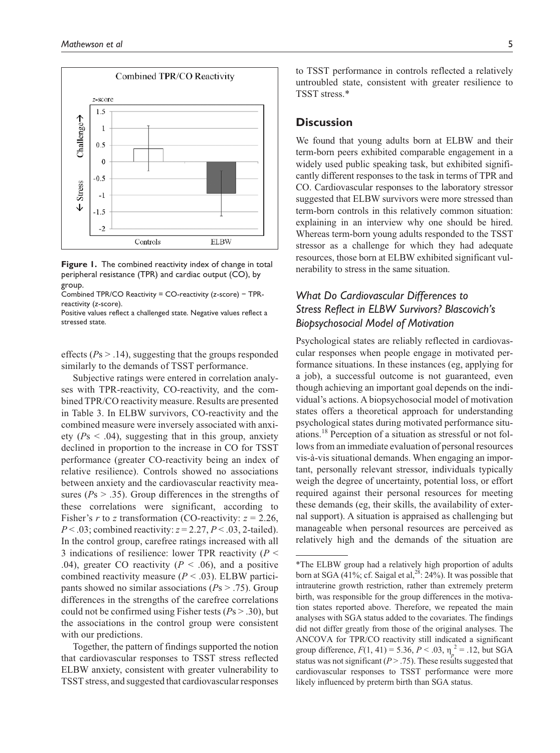**Figure 1.** The combined reactivity index of change in total peripheral resistance (TPR) and cardiac output (CO), by group.

Combined TPR/CO Reactivity = CO-reactivity (z-score) − TPR-reactivity (z-score).

Positive values reflect a challenged state. Negative values reflect a stressed state.

effects (*P*s > .14), suggesting that the groups responded similarly to the demands of TSST performance.

Subjective ratings were entered in correlation analyses with TPR-reactivity, CO-reactivity, and the combined TPR/CO reactivity measure. Results are presented in Table 3. In ELBW survivors, CO-reactivity and the combined measure were inversely associated with anxiety (*P*s < .04), suggesting that in this group, anxiety declined in proportion to the increase in CO for TSST performance (greater CO-reactivity being an index of relative resilience). Controls showed no associations between anxiety and the cardiovascular reactivity measures (*P*s > .35). Group differences in the strengths of these correlations were significant, according to Fisher's *r* to *z* transformation (CO-reactivity: $z = 2.26$, $P < .03$; combined reactivity: $z = 2.27$, $P < .03$, 2-tailed). In the control group, carefree ratings increased with all 3 indications of resilience: lower TPR reactivity ($P < .04$), greater CO reactivity ($P < .06$), and a positive combined reactivity measure ($P < .03$). ELBW participants showed no similar associations (*P*s > .75). Group differences in the strengths of the carefree correlations could not be confirmed using Fisher tests (*P*s > .30), but the associations in the control group were consistent with our predictions.

Together, the pattern of findings supported the notion that cardiovascular responses to TSST stress reflected ELBW anxiety, consistent with greater vulnerability to TSST stress, and suggested that cardiovascular responses to TSST performance in controls reflected a relatively untroubled state, consistent with greater resilience to TSST stress.*

## Discussion

We found that young adults born at ELBW and their term-born peers exhibited comparable engagement in a widely used public speaking task, but exhibited significantly different responses to the task in terms of TPR and CO. Cardiovascular responses to the laboratory stressor suggested that ELBW survivors were more stressed than term-born controls in this relatively common situation: explaining in an interview why one should be hired. Whereas term-born young adults responded to the TSST stressor as a challenge for which they had adequate resources, those born at ELBW exhibited significant vulnerability to stress in the same situation.

### *What Do Cardiovascular Differences to Stress Reflect in ELBW Survivors? Blascovich's Biopsychosocial Model of Motivation*

Psychological states are reliably reflected in cardiovascular responses when people engage in motivated performance situations. In these instances (eg, applying for a job), a successful outcome is not guaranteed, even though achieving an important goal depends on the individual's actions. A biopsychosocial model of motivation states offers a theoretical approach for understanding psychological states during motivated performance situations.[18] Perception of a situation as stressful or not follows from an immediate evaluation of personal resources vis-à-vis situational demands. When engaging an important, personally relevant stressor, individuals typically weigh the degree of uncertainty, potential loss, or effort required against their personal resources for meeting these demands (eg, their skills, the availability of external support). A situation is appraised as challenging but manageable when personal resources are perceived as relatively high and the demands of the situation are

*The ELBW group had a relatively high proportion of adults born at SGA (41%; cf. Saigal et al,[28]: 24%). It was possible that intrauterine growth restriction, rather than extremely preterm birth, was responsible for the group differences in the motivation states reported above. Therefore, we repeated the main analyses with SGA status added to the covariates. The findings did not differ greatly from those of the original analyses. The ANCOVA for TPR/CO reactivity still indicated a significant group difference, $F(1, 41) = 5.36$, $P < .03$, $\eta_p^2 = .12$, but SGA status was not significant ($P > .75$). These results suggested that cardiovascular responses to TSST performance were more likely influenced by preterm birth than SGA status.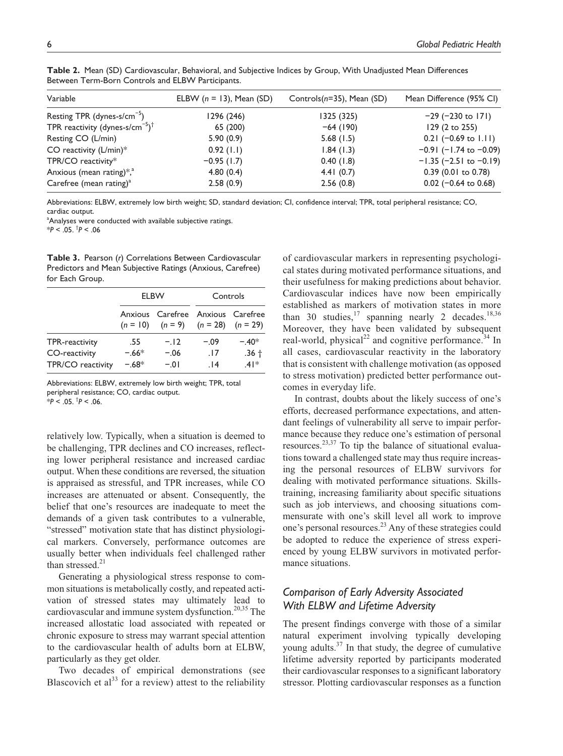**Table 2.** Mean (SD) Cardiovascular, Behavioral, and Subjective Indices by Group, With Unadjusted Mean Differences Between Term-Born Controls and ELBW Participants.

| Variable | ELBW ($n$ = 13), Mean (SD) | Controls($n$=35), Mean (SD) | Mean Difference (95% CI) |
|---|---|---|---|
| Resting TPR (dynes-s/cm$^{-5}$) | 1296 (246) | 1325 (325) | −29 (−230 to 171) |
| TPR reactivity (dynes-s/cm$^{-5}$)$^{\dagger}$ | 65 (200) | −64 (190) | 129 (2 to 255) |
| Resting CO (L/min) | 5.90 (0.9) | 5.68 (1.5) | 0.21 (−0.69 to 1.11) |
| CO reactivity (L/min)* | 0.92 (1.1) | 1.84 (1.3) | −0.91 (−1.74 to −0.09) |
| TPR/CO reactivity* | −0.95 (1.7) | 0.40 (1.8) | −1.35 (−2.51 to −0.19) |
| Anxious (mean rating)*,[a] | 4.80 (0.4) | 4.41 (0.7) | 0.39 (0.01 to 0.78) |
| Carefree (mean rating)[a] | 2.58 (0.9) | 2.56 (0.8) | 0.02 (−0.64 to 0.68) |

Abbreviations: ELBW, extremely low birth weight; SD, standard deviation; CI, confidence interval; TPR, total peripheral resistance; CO, cardiac output.
[a]Analyses were conducted with available subjective ratings.
*$P < .05$. $^{\dagger}P < .06$

**Table 3.** Pearson ($r$) Correlations Between Cardiovascular Predictors and Mean Subjective Ratings (Anxious, Carefree) for Each Group.

| | ELBW | | Controls | |
|---|---|---|---|---|
| | Anxious ($n$ = 10) | Carefree ($n$ = 9) | Anxious ($n$ = 28) | Carefree ($n$ = 29) |
| TPR-reactivity | .55 | −.12 | −.09 | −.40* |
| CO-reactivity | −.66* | −.06 | .17 | .36 † |
| TPR/CO reactivity | −.68* | −.01 | .14 | .41* |

Abbreviations: ELBW, extremely low birth weight; TPR, total peripheral resistance; CO, cardiac output.
*$P < .05$. $^{\dagger}P < .06$.

relatively low. Typically, when a situation is deemed to be challenging, TPR declines and CO increases, reflecting lower peripheral resistance and increased cardiac output. When these conditions are reversed, the situation is appraised as stressful, and TPR increases, while CO increases are attenuated or absent. Consequently, the belief that one's resources are inadequate to meet the demands of a given task contributes to a vulnerable, "stressed" motivation state that has distinct physiological markers. Conversely, performance outcomes are usually better when individuals feel challenged rather than stressed.[21]

Generating a physiological stress response to common situations is metabolically costly, and repeated activation of stressed states may ultimately lead to cardiovascular and immune system dysfunction.[20,35] The increased allostatic load associated with repeated or chronic exposure to stress may warrant special attention to the cardiovascular health of adults born at ELBW, particularly as they get older.

Two decades of empirical demonstrations (see Blascovich et al[33] for a review) attest to the reliability of cardiovascular markers in representing psychological states during motivated performance situations, and their usefulness for making predictions about behavior. Cardiovascular indices have now been empirically established as markers of motivation states in more than 30 studies,[17] spanning nearly 2 decades.[18,36] Moreover, they have been validated by subsequent real-world, physical[22] and cognitive performance.[34] In all cases, cardiovascular reactivity in the laboratory that is consistent with challenge motivation (as opposed to stress motivation) predicted better performance outcomes in everyday life.

In contrast, doubts about the likely success of one's efforts, decreased performance expectations, and attendant feelings of vulnerability all serve to impair performance because they reduce one's estimation of personal resources.[23,37] To tip the balance of situational evaluations toward a challenged state may thus require increasing the personal resources of ELBW survivors for dealing with motivated performance situations. Skills-training, increasing familiarity about specific situations such as job interviews, and choosing situations commensurate with one's skill level all work to improve one's personal resources.[23] Any of these strategies could be adopted to reduce the experience of stress experienced by young ELBW survivors in motivated performance situations.

### *Comparison of Early Adversity Associated With ELBW and Lifetime Adversity*

The present findings converge with those of a similar natural experiment involving typically developing young adults.[37] In that study, the degree of cumulative lifetime adversity reported by participants moderated their cardiovascular responses to a significant laboratory stressor. Plotting cardiovascular responses as a function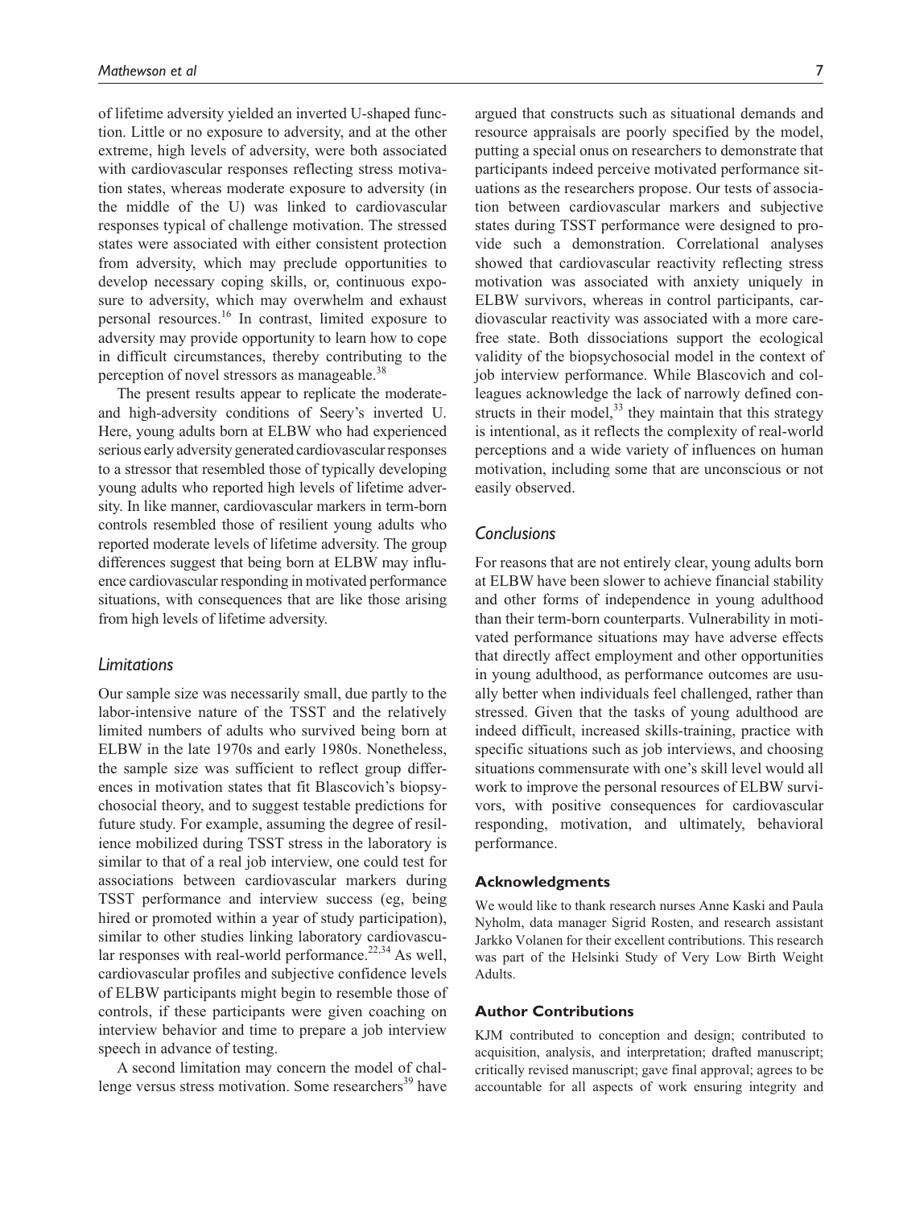of lifetime adversity yielded an inverted U-shaped function. Little or no exposure to adversity, and at the other extreme, high levels of adversity, were both associated with cardiovascular responses reflecting stress motivation states, whereas moderate exposure to adversity (in the middle of the U) was linked to cardiovascular responses typical of challenge motivation. The stressed states were associated with either consistent protection from adversity, which may preclude opportunities to develop necessary coping skills, or, continuous exposure to adversity, which may overwhelm and exhaust personal resources.[16] In contrast, limited exposure to adversity may provide opportunity to learn how to cope in difficult circumstances, thereby contributing to the perception of novel stressors as manageable.[38]

The present results appear to replicate the moderate- and high-adversity conditions of Seery's inverted U. Here, young adults born at ELBW who had experienced serious early adversity generated cardiovascular responses to a stressor that resembled those of typically developing young adults who reported high levels of lifetime adversity. In like manner, cardiovascular markers in term-born controls resembled those of resilient young adults who reported moderate levels of lifetime adversity. The group differences suggest that being born at ELBW may influence cardiovascular responding in motivated performance situations, with consequences that are like those arising from high levels of lifetime adversity.

### *Limitations*

Our sample size was necessarily small, due partly to the labor-intensive nature of the TSST and the relatively limited numbers of adults who survived being born at ELBW in the late 1970s and early 1980s. Nonetheless, the sample size was sufficient to reflect group differences in motivation states that fit Blascovich's biopsychosocial theory, and to suggest testable predictions for future study. For example, assuming the degree of resilience mobilized during TSST stress in the laboratory is similar to that of a real job interview, one could test for associations between cardiovascular markers during TSST performance and interview success (eg, being hired or promoted within a year of study participation), similar to other studies linking laboratory cardiovascular responses with real-world performance.[22,34] As well, cardiovascular profiles and subjective confidence levels of ELBW participants might begin to resemble those of controls, if these participants were given coaching on interview behavior and time to prepare a job interview speech in advance of testing.

A second limitation may concern the model of challenge versus stress motivation. Some researchers[39] have argued that constructs such as situational demands and resource appraisals are poorly specified by the model, putting a special onus on researchers to demonstrate that participants indeed perceive motivated performance situations as the researchers propose. Our tests of association between cardiovascular markers and subjective states during TSST performance were designed to provide such a demonstration. Correlational analyses showed that cardiovascular reactivity reflecting stress motivation was associated with anxiety uniquely in ELBW survivors, whereas in control participants, cardiovascular reactivity was associated with a more carefree state. Both dissociations support the ecological validity of the biopsychosocial model in the context of job interview performance. While Blascovich and colleagues acknowledge the lack of narrowly defined constructs in their model,[33] they maintain that this strategy is intentional, as it reflects the complexity of real-world perceptions and a wide variety of influences on human motivation, including some that are unconscious or not easily observed.

### *Conclusions*

For reasons that are not entirely clear, young adults born at ELBW have been slower to achieve financial stability and other forms of independence in young adulthood than their term-born counterparts. Vulnerability in motivated performance situations may have adverse effects that directly affect employment and other opportunities in young adulthood, as performance outcomes are usually better when individuals feel challenged, rather than stressed. Given that the tasks of young adulthood are indeed difficult, increased skills-training, practice with specific situations such as job interviews, and choosing situations commensurate with one's skill level would all work to improve the personal resources of ELBW survivors, with positive consequences for cardiovascular responding, motivation, and ultimately, behavioral performance.

#### Acknowledgments

We would like to thank research nurses Anne Kaski and Paula Nyholm, data manager Sigrid Rosten, and research assistant Jarkko Volanen for their excellent contributions. This research was part of the Helsinki Study of Very Low Birth Weight Adults.

#### Author Contributions

KJM contributed to conception and design; contributed to acquisition, analysis, and interpretation; drafted manuscript; critically revised manuscript; gave final approval; agrees to be accountable for all aspects of work ensuring integrity and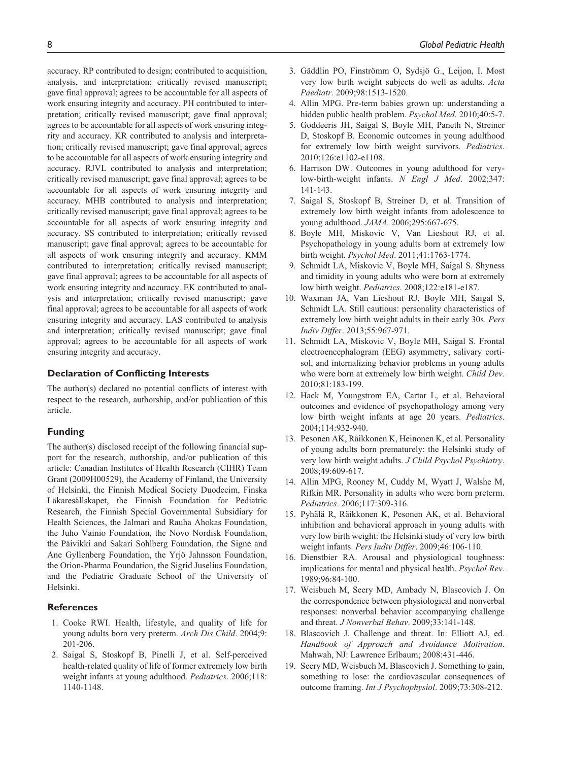accuracy. RP contributed to design; contributed to acquisition, analysis, and interpretation; critically revised manuscript; gave final approval; agrees to be accountable for all aspects of work ensuring integrity and accuracy. PH contributed to interpretation; critically revised manuscript; gave final approval; agrees to be accountable for all aspects of work ensuring integrity and accuracy. KR contributed to analysis and interpretation; critically revised manuscript; gave final approval; agrees to be accountable for all aspects of work ensuring integrity and accuracy. RJVL contributed to analysis and interpretation; critically revised manuscript; gave final approval; agrees to be accountable for all aspects of work ensuring integrity and accuracy. MHB contributed to analysis and interpretation; critically revised manuscript; gave final approval; agrees to be accountable for all aspects of work ensuring integrity and accuracy. SS contributed to interpretation; critically revised manuscript; gave final approval; agrees to be accountable for all aspects of work ensuring integrity and accuracy. KMM contributed to interpretation; critically revised manuscript; gave final approval; agrees to be accountable for all aspects of work ensuring integrity and accuracy. EK contributed to analysis and interpretation; critically revised manuscript; gave final approval; agrees to be accountable for all aspects of work ensuring integrity and accuracy. LAS contributed to analysis and interpretation; critically revised manuscript; gave final approval; agrees to be accountable for all aspects of work ensuring integrity and accuracy.

### Declaration of Conflicting Interests

The author(s) declared no potential conflicts of interest with respect to the research, authorship, and/or publication of this article.

### Funding

The author(s) disclosed receipt of the following financial support for the research, authorship, and/or publication of this article: Canadian Institutes of Health Research (CIHR) Team Grant (2009H00529), the Academy of Finland, the University of Helsinki, the Finnish Medical Society Duodecim, Finska Läkaresällskapet, the Finnish Foundation for Pediatric Research, the Finnish Special Governmental Subsidiary for Health Sciences, the Jalmari and Rauha Ahokas Foundation, the Juho Vainio Foundation, the Novo Nordisk Foundation, the Päivikki and Sakari Sohlberg Foundation, the Signe and Ane Gyllenberg Foundation, the Yrjö Jahnsson Foundation, the Orion-Pharma Foundation, the Sigrid Juselius Foundation, and the Pediatric Graduate School of the University of Helsinki.

### References

1. Cooke RWI. Health, lifestyle, and quality of life for young adults born very preterm. *Arch Dis Child*. 2004;9:201-206.
2. Saigal S, Stoskopf B, Pinelli J, et al. Self-perceived health-related quality of life of former extremely low birth weight infants at young adulthood. *Pediatrics*. 2006;118:1140-1148.
3. Gäddlin PO, Finströmm O, Sydsjö G., Leijon, I. Most very low birth weight subjects do well as adults. *Acta Paediatr*. 2009;98:1513-1520.
4. Allin MPG. Pre-term babies grown up: understanding a hidden public health problem. *Psychol Med*. 2010;40:5-7.
5. Goddeeris JH, Saigal S, Boyle MH, Paneth N, Streiner D, Stoskopf B. Economic outcomes in young adulthood for extremely low birth weight survivors. *Pediatrics*. 2010;126:e1102-e1108.
6. Harrison DW. Outcomes in young adulthood for very-low-birth-weight infants. *N Engl J Med*. 2002;347:141-143.
7. Saigal S, Stoskopf B, Streiner D, et al. Transition of extremely low birth weight infants from adolescence to young adulthood. *JAMA*. 2006;295:667-675.
8. Boyle MH, Miskovic V, Van Lieshout RJ, et al. Psychopathology in young adults born at extremely low birth weight. *Psychol Med*. 2011;41:1763-1774.
9. Schmidt LA, Miskovic V, Boyle MH, Saigal S. Shyness and timidity in young adults who were born at extremely low birth weight. *Pediatrics*. 2008;122:e181-e187.
10. Waxman JA, Van Lieshout RJ, Boyle MH, Saigal S, Schmidt LA. Still cautious: personality characteristics of extremely low birth weight adults in their early 30s. *Pers Indiv Differ*. 2013;55:967-971.
11. Schmidt LA, Miskovic V, Boyle MH, Saigal S. Frontal electroencephalogram (EEG) asymmetry, salivary cortisol, and internalizing behavior problems in young adults who were born at extremely low birth weight. *Child Dev*. 2010;81:183-199.
12. Hack M, Youngstrom EA, Cartar L, et al. Behavioral outcomes and evidence of psychopathology among very low birth weight infants at age 20 years. *Pediatrics*. 2004;114:932-940.
13. Pesonen AK, Räikkonen K, Heinonen K, et al. Personality of young adults born prematurely: the Helsinki study of very low birth weight adults. *J Child Psychol Psychiatry*. 2008;49:609-617.
14. Allin MPG, Rooney M, Cuddy M, Wyatt J, Walshe M, Rifkin MR. Personality in adults who were born preterm. *Pediatrics*. 2006;117:309-316.
15. Pyhälä R, Räikkonen K, Pesonen AK, et al. Behavioral inhibition and behavioral approach in young adults with very low birth weight: the Helsinki study of very low birth weight infants. *Pers Indiv Differ*. 2009;46:106-110.
16. Dienstbier RA. Arousal and physiological toughness: implications for mental and physical health. *Psychol Rev*. 1989;96:84-100.
17. Weisbuch M, Seery MD, Ambady N, Blascovich J. On the correspondence between physiological and nonverbal responses: nonverbal behavior accompanying challenge and threat. *J Nonverbal Behav*. 2009;33:141-148.
18. Blascovich J. Challenge and threat. In: Elliott AJ, ed. *Handbook of Approach and Avoidance Motivation*. Mahwah, NJ: Lawrence Erlbaum; 2008:431-446.
19. Seery MD, Weisbuch M, Blascovich J. Something to gain, something to lose: the cardiovascular consequences of outcome framing. *Int J Psychophysiol*. 2009;73:308-212.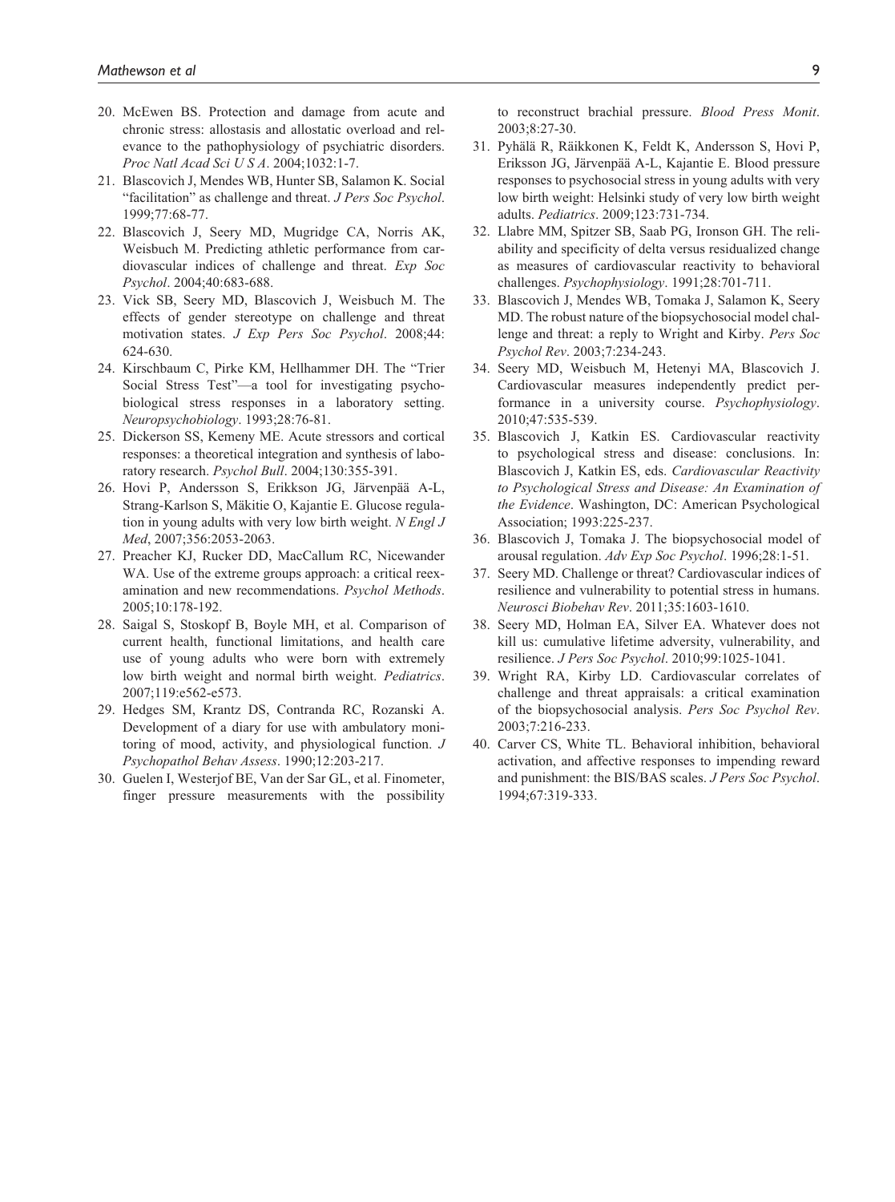20. McEwen BS. Protection and damage from acute and chronic stress: allostasis and allostatic overload and relevance to the pathophysiology of psychiatric disorders. *Proc Natl Acad Sci U S A*. 2004;1032:1-7.
21. Blascovich J, Mendes WB, Hunter SB, Salamon K. Social "facilitation" as challenge and threat. *J Pers Soc Psychol*. 1999;77:68-77.
22. Blascovich J, Seery MD, Mugridge CA, Norris AK, Weisbuch M. Predicting athletic performance from cardiovascular indices of challenge and threat. *Exp Soc Psychol*. 2004;40:683-688.
23. Vick SB, Seery MD, Blascovich J, Weisbuch M. The effects of gender stereotype on challenge and threat motivation states. *J Exp Pers Soc Psychol*. 2008;44: 624-630.
24. Kirschbaum C, Pirke KM, Hellhammer DH. The "Trier Social Stress Test"—a tool for investigating psychobiological stress responses in a laboratory setting. *Neuropsychobiology*. 1993;28:76-81.
25. Dickerson SS, Kemeny ME. Acute stressors and cortical responses: a theoretical integration and synthesis of laboratory research. *Psychol Bull*. 2004;130:355-391.
26. Hovi P, Andersson S, Erikkson JG, Järvenpää A-L, Strang-Karlson S, Mäkitie O, Kajantie E. Glucose regulation in young adults with very low birth weight. *N Engl J Med*, 2007;356:2053-2063.
27. Preacher KJ, Rucker DD, MacCallum RC, Nicewander WA. Use of the extreme groups approach: a critical reexamination and new recommendations. *Psychol Methods*. 2005;10:178-192.
28. Saigal S, Stoskopf B, Boyle MH, et al. Comparison of current health, functional limitations, and health care use of young adults who were born with extremely low birth weight and normal birth weight. *Pediatrics*. 2007;119:e562-e573.
29. Hedges SM, Krantz DS, Contranda RC, Rozanski A. Development of a diary for use with ambulatory monitoring of mood, activity, and physiological function. *J Psychopathol Behav Assess*. 1990;12:203-217.
30. Guelen I, Westerjof BE, Van der Sar GL, et al. Finometer, finger pressure measurements with the possibility to reconstruct brachial pressure. *Blood Press Monit*. 2003;8:27-30.
31. Pyhälä R, Räikkonen K, Feldt K, Andersson S, Hovi P, Eriksson JG, Järvenpää A-L, Kajantie E. Blood pressure responses to psychosocial stress in young adults with very low birth weight: Helsinki study of very low birth weight adults. *Pediatrics*. 2009;123:731-734.
32. Llabre MM, Spitzer SB, Saab PG, Ironson GH. The reliability and specificity of delta versus residualized change as measures of cardiovascular reactivity to behavioral challenges. *Psychophysiology*. 1991;28:701-711.
33. Blascovich J, Mendes WB, Tomaka J, Salamon K, Seery MD. The robust nature of the biopsychosocial model challenge and threat: a reply to Wright and Kirby. *Pers Soc Psychol Rev*. 2003;7:234-243.
34. Seery MD, Weisbuch M, Hetenyi MA, Blascovich J. Cardiovascular measures independently predict performance in a university course. *Psychophysiology*. 2010;47:535-539.
35. Blascovich J, Katkin ES. Cardiovascular reactivity to psychological stress and disease: conclusions. In: Blascovich J, Katkin ES, eds. *Cardiovascular Reactivity to Psychological Stress and Disease: An Examination of the Evidence*. Washington, DC: American Psychological Association; 1993:225-237.
36. Blascovich J, Tomaka J. The biopsychosocial model of arousal regulation. *Adv Exp Soc Psychol*. 1996;28:1-51.
37. Seery MD. Challenge or threat? Cardiovascular indices of resilience and vulnerability to potential stress in humans. *Neurosci Biobehav Rev*. 2011;35:1603-1610.
38. Seery MD, Holman EA, Silver EA. Whatever does not kill us: cumulative lifetime adversity, vulnerability, and resilience. *J Pers Soc Psychol*. 2010;99:1025-1041.
39. Wright RA, Kirby LD. Cardiovascular correlates of challenge and threat appraisals: a critical examination of the biopsychosocial analysis. *Pers Soc Psychol Rev*. 2003;7:216-233.
40. Carver CS, White TL. Behavioral inhibition, behavioral activation, and affective responses to impending reward and punishment: the BIS/BAS scales. *J Pers Soc Psychol*. 1994;67:319-333.